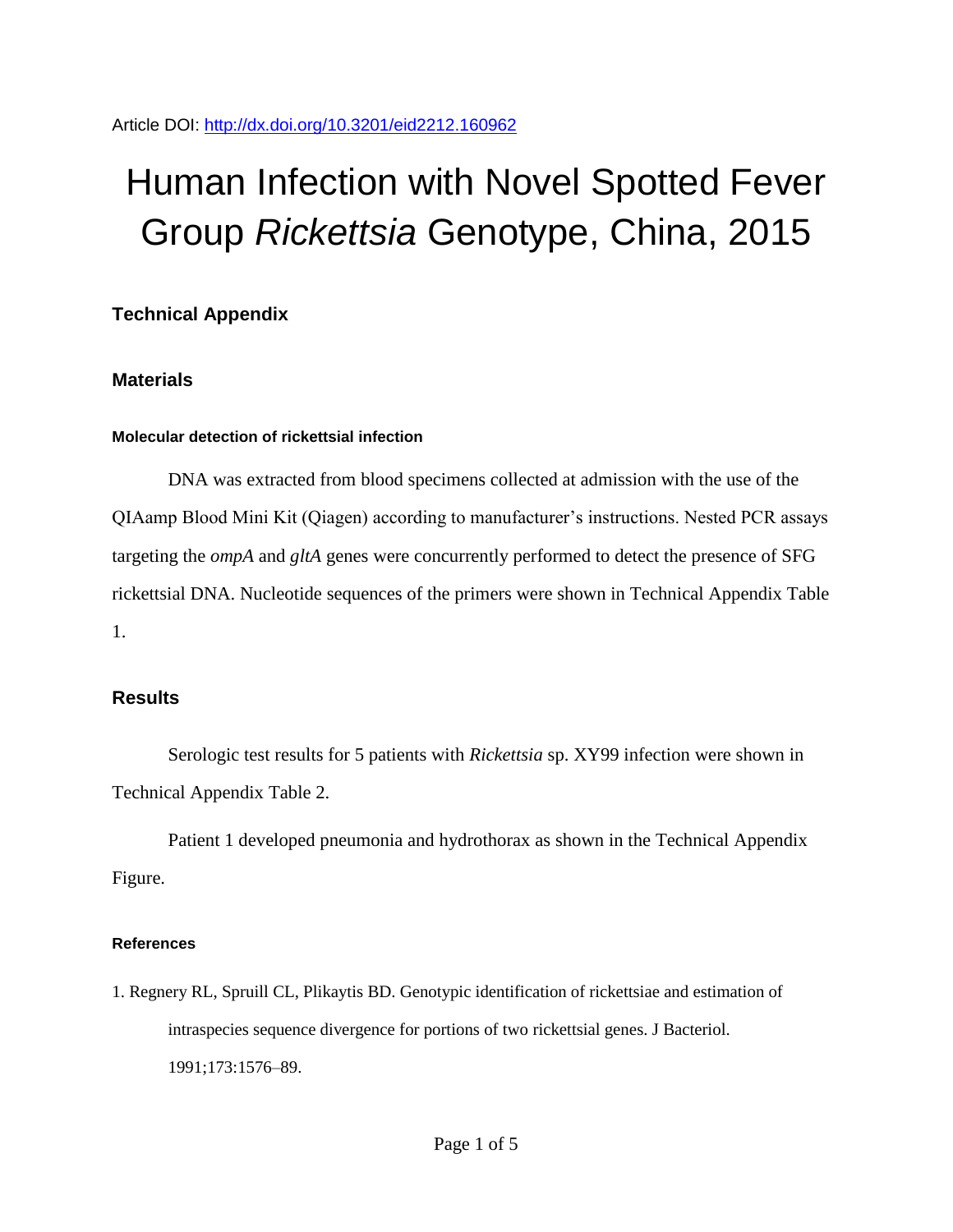Article DOI: http://dx.doi.org/10.3201/eid2212.160962

# Human Infection with Novel Spotted Fever Group *Rickettsia* Genotype, China, 2015

## Technical Appendix

## Materials

### Molecular detection of rickettsial infection

DNA was extracted from blood specimens collected at admission with the use of the QIAamp Blood Mini Kit (Qiagen) according to manufacturer's instructions. Nested PCR assays targeting the *ompA* and *gltA* genes were concurrently performed to detect the presence of SFG rickettsial DNA. Nucleotide sequences of the primers were shown in Technical Appendix Table 1.

## Results

Serologic test results for 5 patients with *Rickettsia* sp. XY99 infection were shown in Technical Appendix Table 2.

Patient 1 developed pneumonia and hydrothorax as shown in the Technical Appendix Figure.

### References

1. Regnery RL, Spruill CL, Plikaytis BD. Genotypic identification of rickettsiae and estimation of intraspecies sequence divergence for portions of two rickettsial genes. J Bacteriol. 1991;173:1576–89.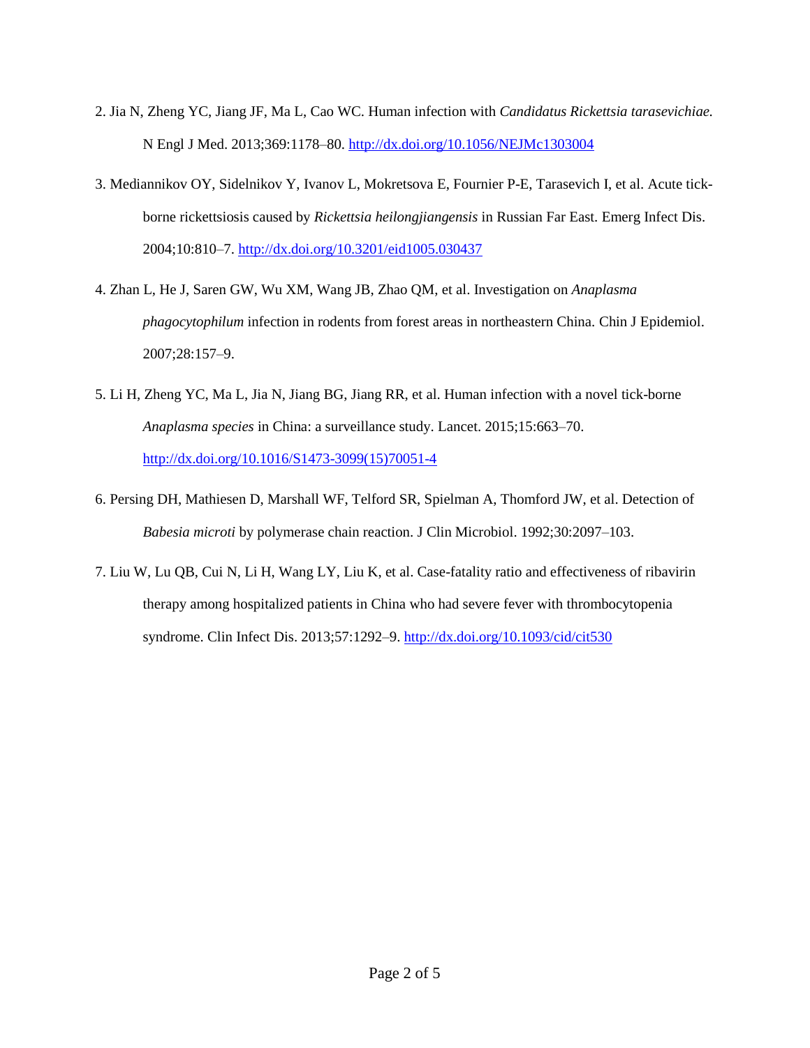2. Jia N, Zheng YC, Jiang JF, Ma L, Cao WC. Human infection with *Candidatus Rickettsia tarasevichiae.* N Engl J Med. 2013;369:1178–80. http://dx.doi.org/10.1056/NEJMc1303004

3. Mediannikov OY, Sidelnikov Y, Ivanov L, Mokretsova E, Fournier P-E, Tarasevich I, et al. Acute tick-borne rickettsiosis caused by *Rickettsia heilongjiangensis* in Russian Far East. Emerg Infect Dis. 2004;10:810–7. http://dx.doi.org/10.3201/eid1005.030437

4. Zhan L, He J, Saren GW, Wu XM, Wang JB, Zhao QM, et al. Investigation on *Anaplasma phagocytophilum* infection in rodents from forest areas in northeastern China. Chin J Epidemiol. 2007;28:157–9.

5. Li H, Zheng YC, Ma L, Jia N, Jiang BG, Jiang RR, et al. Human infection with a novel tick-borne *Anaplasma species* in China: a surveillance study. Lancet. 2015;15:663–70. http://dx.doi.org/10.1016/S1473-3099(15)70051-4

6. Persing DH, Mathiesen D, Marshall WF, Telford SR, Spielman A, Thomford JW, et al. Detection of *Babesia microti* by polymerase chain reaction. J Clin Microbiol. 1992;30:2097–103.

7. Liu W, Lu QB, Cui N, Li H, Wang LY, Liu K, et al. Case-fatality ratio and effectiveness of ribavirin therapy among hospitalized patients in China who had severe fever with thrombocytopenia syndrome. Clin Infect Dis. 2013;57:1292–9. http://dx.doi.org/10.1093/cid/cit530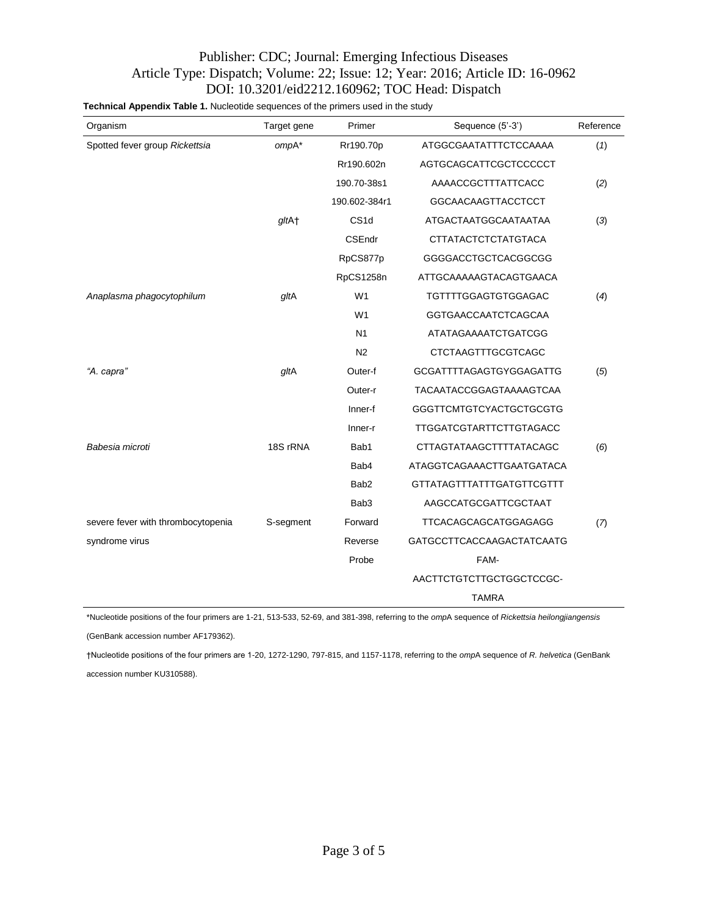**Technical Appendix Table 1.** Nucleotide sequences of the primers used in the study

| Organism | Target gene | Primer | Sequence (5′-3′) | Reference |
|---|---|---|---|---|
| Spotted fever group *Rickettsia* | *omp*A* | Rr190.70p | ATGGCGAATATTTCTCCAAAA | (*1*) |
| | | Rr190.602n | AGTGCAGCATTCGCTCCCCCT | |
| | | 190.70-38s1 | AAAACCGCTTTATTCACC | (*2*) |
| | | 190.602-384r1 | GGCAACAAGTTACCTCCT | |
| | *glt*A† | CS1d | ATGACTAATGGCAATAATAA | (*3*) |
| | | CSEndr | CTTATACTCTCTATGTACA | |
| | | RpCS877p | GGGGACCTGCTCACGGCGG | |
| | | RpCS1258n | ATTGCAAAAAGTACAGTGAACA | |
| *Anaplasma phagocytophilum* | *glt*A | W1 | TGTTTTGGAGTGTGGAGAC | (*4*) |
| | | W1 | GGTGAACCAATCTCAGCAA | |
| | | N1 | ATATAGAAAATCTGATCGG | |
| | | N2 | CTCTAAGTTTGCGTCAGC | |
| *"A. capra"* | *glt*A | Outer-f | GCGATTTTAGAGTGYGGAGATTG | (*5*) |
| | | Outer-r | TACAATACCGGAGTAAAAGTCAA | |
| | | Inner-f | GGGTTCMTGTCYACTGCTGCGTG | |
| | | Inner-r | TTGGATCGTARTTCTTGTAGACC | |
| *Babesia microti* | 18S rRNA | Bab1 | CTTAGTATAAGCTTTTATACAGC | (*6*) |
| | | Bab4 | ATAGGTCAGAAACTTGAATGATACA | |
| | | Bab2 | GTTATAGTTTATTTGATGTTCGTTT | |
| | | Bab3 | AAGCCATGCGATTCGCTAAT | |
| severe fever with thrombocytopenia syndrome virus | S-segment | Forward | TTCACAGCAGCATGGAGAGG | (*7*) |
| | | Reverse | GATGCCTTCACCAAGACTATCAATG | |
| | | Probe | FAM-AACTTCTGTCTTGCTGGCTCCGC-TAMRA | |

*Nucleotide positions of the four primers are 1-21, 513-533, 52-69, and 381-398, referring to the *omp*A sequence of *Rickettsia heilongjiangensis* (GenBank accession number AF179362).

†Nucleotide positions of the four primers are 1-20, 1272-1290, 797-815, and 1157-1178, referring to the *omp*A sequence of *R. helvetica* (GenBank accession number KU310588).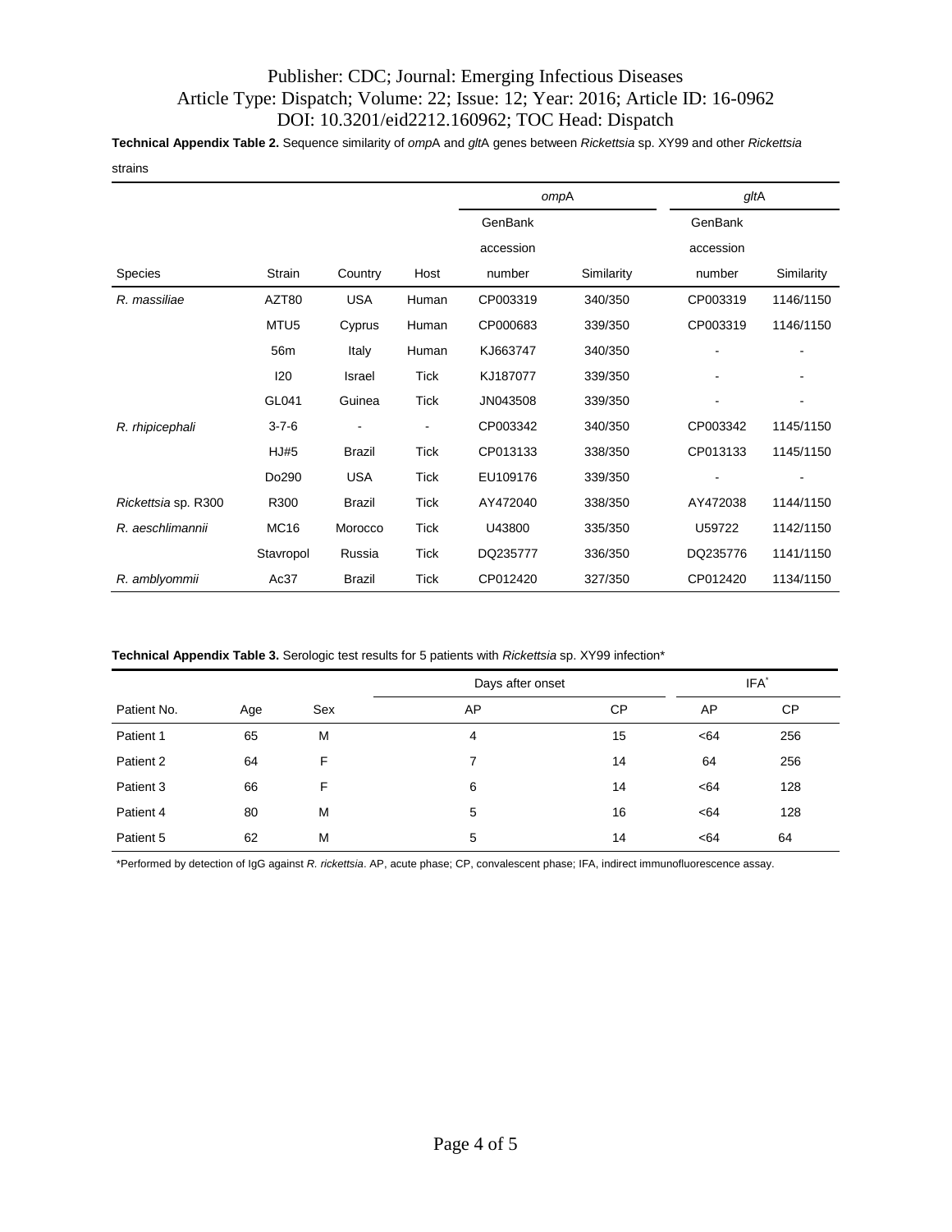**Technical Appendix Table 2.** Sequence similarity of *omp*A and *glt*A genes between *Rickettsia* sp. XY99 and other *Rickettsia* strains

| | | | | *omp*A | | *glt*A | |
|---|---|---|---|---|---|---|---|
| Species | Strain | Country | Host | GenBank accession number | Similarity | GenBank accession number | Similarity |
| *R. massiliae* | AZT80 | USA | Human | CP003319 | 340/350 | CP003319 | 1146/1150 |
| | MTU5 | Cyprus | Human | CP000683 | 339/350 | CP003319 | 1146/1150 |
| | 56m | Italy | Human | KJ663747 | 340/350 | - | - |
| | I20 | Israel | Tick | KJ187077 | 339/350 | - | - |
| | GL041 | Guinea | Tick | JN043508 | 339/350 | - | - |
| *R. rhipicephali* | 3-7-6 | - | - | CP003342 | 340/350 | CP003342 | 1145/1150 |
| | HJ#5 | Brazil | Tick | CP013133 | 338/350 | CP013133 | 1145/1150 |
| | Do290 | USA | Tick | EU109176 | 339/350 | - | - |
| *Rickettsia* sp. R300 | R300 | Brazil | Tick | AY472040 | 338/350 | AY472038 | 1144/1150 |
| *R. aeschlimannii* | MC16 | Morocco | Tick | U43800 | 335/350 | U59722 | 1142/1150 |
| | Stavropol | Russia | Tick | DQ235777 | 336/350 | DQ235776 | 1141/1150 |
| *R. amblyommii* | Ac37 | Brazil | Tick | CP012420 | 327/350 | CP012420 | 1134/1150 |

**Technical Appendix Table 3.** Serologic test results for 5 patients with *Rickettsia* sp. XY99 infection*

| | | | Days after onset | | IFA* | |
|---|---|---|---|---|---|---|
| Patient No. | Age | Sex | AP | CP | AP | CP |
| Patient 1 | 65 | M | 4 | 15 | <64 | 256 |
| Patient 2 | 64 | F | 7 | 14 | 64 | 256 |
| Patient 3 | 66 | F | 6 | 14 | <64 | 128 |
| Patient 4 | 80 | M | 5 | 16 | <64 | 128 |
| Patient 5 | 62 | M | 5 | 14 | <64 | 64 |

*Performed by detection of IgG against *R. rickettsia*. AP, acute phase; CP, convalescent phase; IFA, indirect immunofluorescence assay.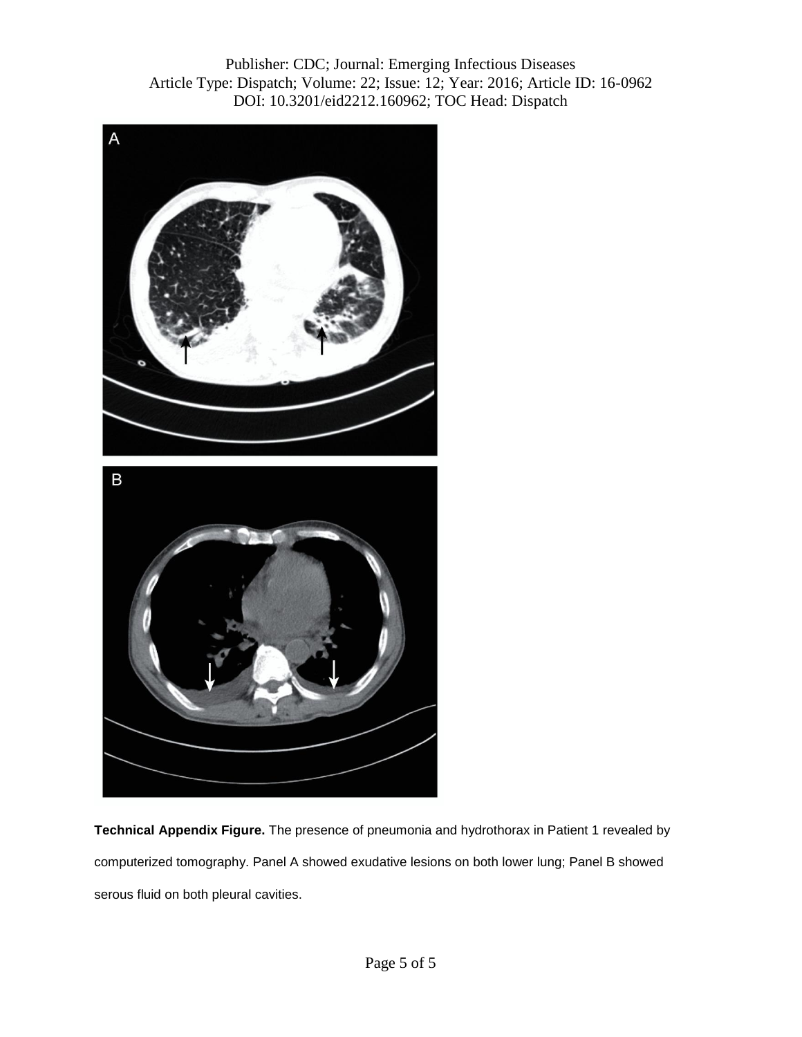A

B

**Technical Appendix Figure.** The presence of pneumonia and hydrothorax in Patient 1 revealed by computerized tomography. Panel A showed exudative lesions on both lower lung; Panel B showed serous fluid on both pleural cavities.